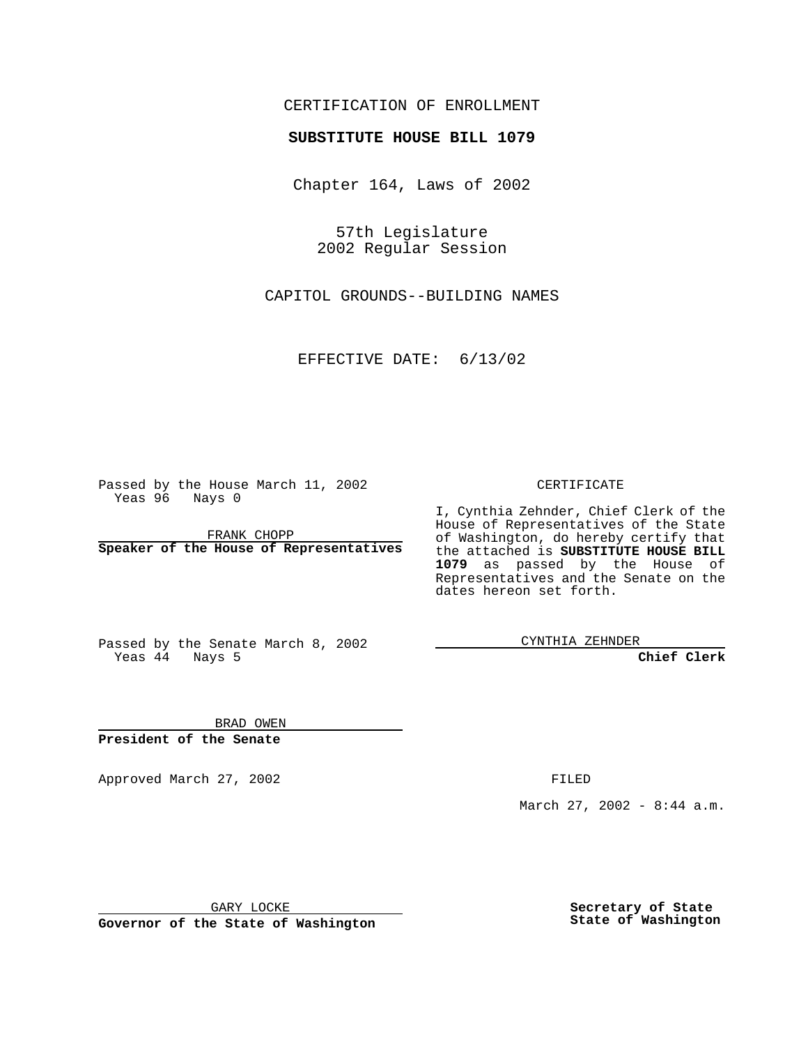CERTIFICATION OF ENROLLMENT

**SUBSTITUTE HOUSE BILL 1079**

Chapter 164, Laws of 2002

57th Legislature
2002 Regular Session

CAPITOL GROUNDS--BUILDING NAMES

EFFECTIVE DATE: 6/13/02

Passed by the House March 11, 2002
Yeas 96 Nays 0

FRANK CHOPP
**Speaker of the House of Representatives**

Passed by the Senate March 8, 2002
Yeas 44 Nays 5

BRAD OWEN
**President of the Senate**

CERTIFICATE

I, Cynthia Zehnder, Chief Clerk of the House of Representatives of the State of Washington, do hereby certify that the attached is **SUBSTITUTE HOUSE BILL 1079** as passed by the House of Representatives and the Senate on the dates hereon set forth.

CYNTHIA ZEHNDER
**Chief Clerk**

Approved March 27, 2002

GARY LOCKE
**Governor of the State of Washington**

FILED

March 27, 2002 - 8:44 a.m.

**Secretary of State**
**State of Washington**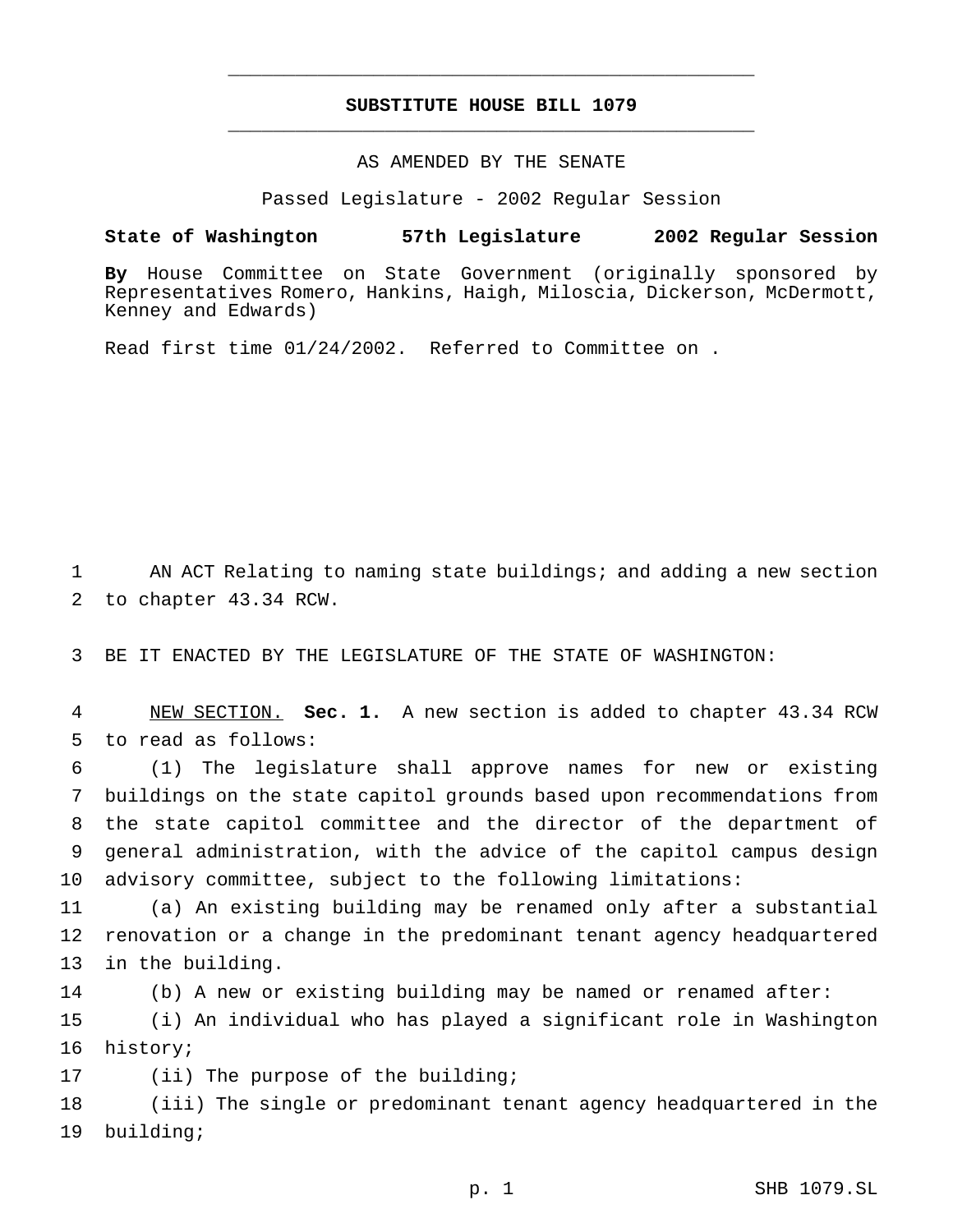**SUBSTITUTE HOUSE BILL 1079**

AS AMENDED BY THE SENATE

Passed Legislature - 2002 Regular Session

**State of Washington 57th Legislature 2002 Regular Session**

**By** House Committee on State Government (originally sponsored by Representatives Romero, Hankins, Haigh, Miloscia, Dickerson, McDermott, Kenney and Edwards)

Read first time 01/24/2002. Referred to Committee on .

AN ACT Relating to naming state buildings; and adding a new section to chapter 43.34 RCW.

BE IT ENACTED BY THE LEGISLATURE OF THE STATE OF WASHINGTON:

NEW SECTION. **Sec. 1.** A new section is added to chapter 43.34 RCW to read as follows:

(1) The legislature shall approve names for new or existing buildings on the state capitol grounds based upon recommendations from the state capitol committee and the director of the department of general administration, with the advice of the capitol campus design advisory committee, subject to the following limitations:

(a) An existing building may be renamed only after a substantial renovation or a change in the predominant tenant agency headquartered in the building.

(b) A new or existing building may be named or renamed after:

(i) An individual who has played a significant role in Washington history;

(ii) The purpose of the building;

(iii) The single or predominant tenant agency headquartered in the building;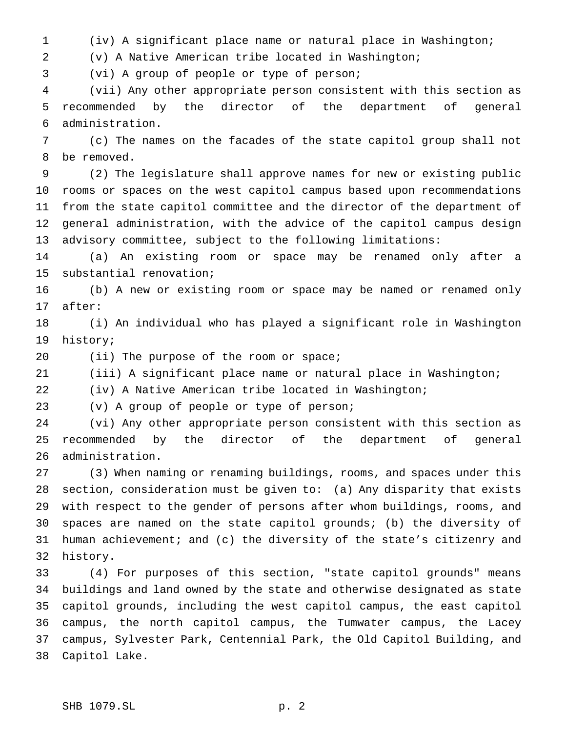(iv) A significant place name or natural place in Washington;

(v) A Native American tribe located in Washington;

(vi) A group of people or type of person;

(vii) Any other appropriate person consistent with this section as recommended by the director of the department of general administration.

(c) The names on the facades of the state capitol group shall not be removed.

(2) The legislature shall approve names for new or existing public rooms or spaces on the west capitol campus based upon recommendations from the state capitol committee and the director of the department of general administration, with the advice of the capitol campus design advisory committee, subject to the following limitations:

(a) An existing room or space may be renamed only after a substantial renovation;

(b) A new or existing room or space may be named or renamed only after:

(i) An individual who has played a significant role in Washington history;

(ii) The purpose of the room or space;

(iii) A significant place name or natural place in Washington;

(iv) A Native American tribe located in Washington;

(v) A group of people or type of person;

(vi) Any other appropriate person consistent with this section as recommended by the director of the department of general administration.

(3) When naming or renaming buildings, rooms, and spaces under this section, consideration must be given to: (a) Any disparity that exists with respect to the gender of persons after whom buildings, rooms, and spaces are named on the state capitol grounds; (b) the diversity of human achievement; and (c) the diversity of the state's citizenry and history.

(4) For purposes of this section, "state capitol grounds" means buildings and land owned by the state and otherwise designated as state capitol grounds, including the west capitol campus, the east capitol campus, the north capitol campus, the Tumwater campus, the Lacey campus, Sylvester Park, Centennial Park, the Old Capitol Building, and Capitol Lake.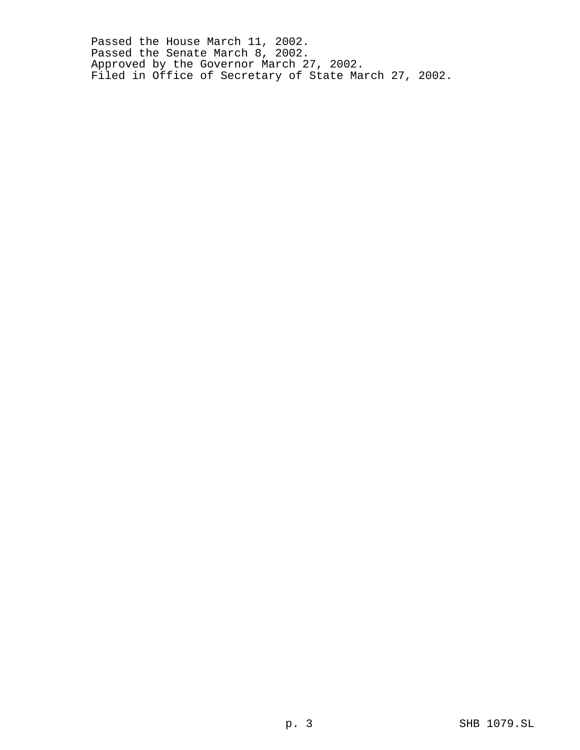Passed the House March 11, 2002.
Passed the Senate March 8, 2002.
Approved by the Governor March 27, 2002.
Filed in Office of Secretary of State March 27, 2002.